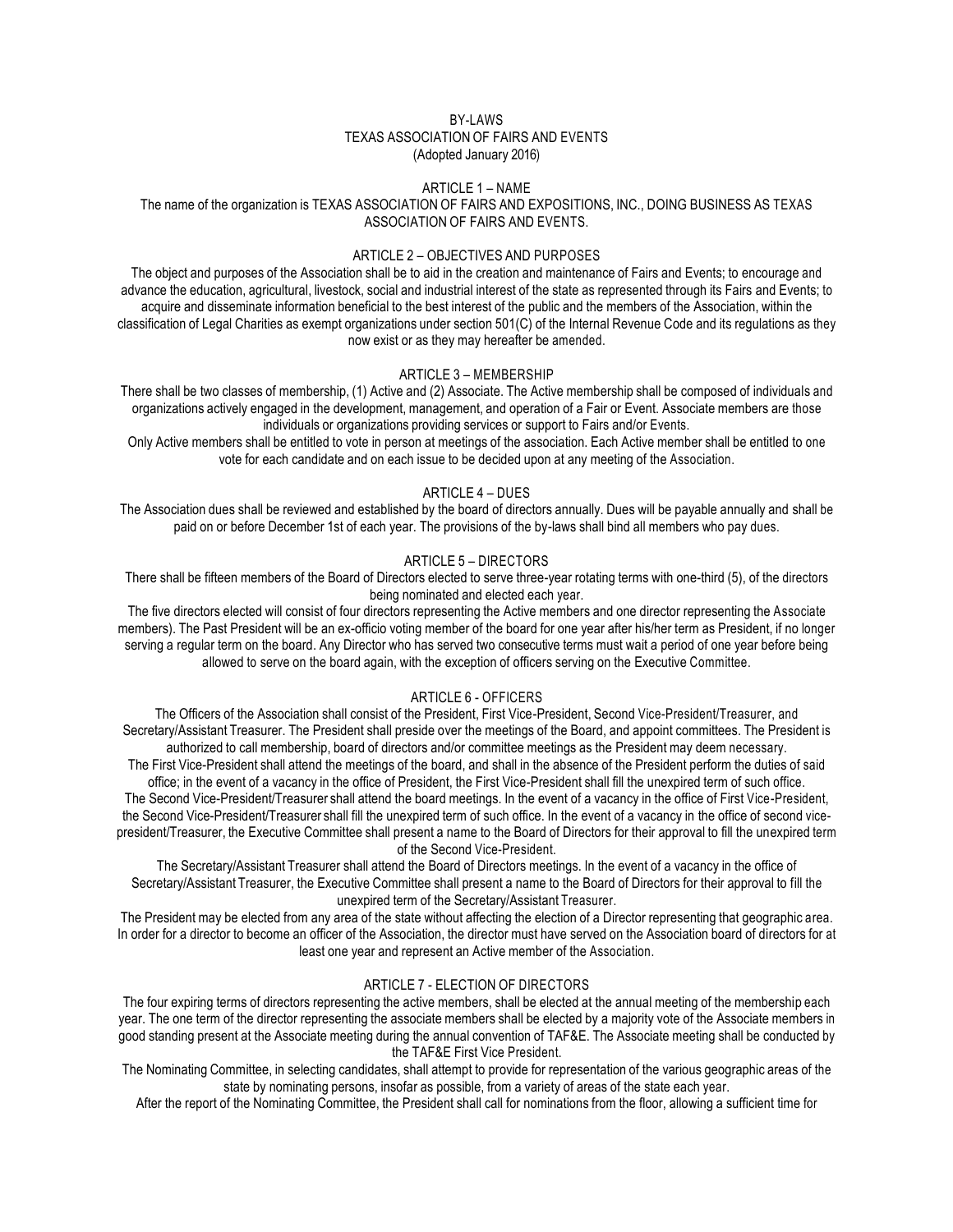# BY-LAWS
# TEXAS ASSOCIATION OF FAIRS AND EVENTS
(Adopted January 2016)

## ARTICLE 1 – NAME

The name of the organization is TEXAS ASSOCIATION OF FAIRS AND EXPOSITIONS, INC., DOING BUSINESS AS TEXAS ASSOCIATION OF FAIRS AND EVENTS.

## ARTICLE 2 – OBJECTIVES AND PURPOSES

The object and purposes of the Association shall be to aid in the creation and maintenance of Fairs and Events; to encourage and advance the education, agricultural, livestock, social and industrial interest of the state as represented through its Fairs and Events; to acquire and disseminate information beneficial to the best interest of the public and the members of the Association, within the classification of Legal Charities as exempt organizations under section 501(C) of the Internal Revenue Code and its regulations as they now exist or as they may hereafter be amended.

## ARTICLE 3 – MEMBERSHIP

There shall be two classes of membership, (1) Active and (2) Associate. The Active membership shall be composed of individuals and organizations actively engaged in the development, management, and operation of a Fair or Event. Associate members are those individuals or organizations providing services or support to Fairs and/or Events.

Only Active members shall be entitled to vote in person at meetings of the association. Each Active member shall be entitled to one vote for each candidate and on each issue to be decided upon at any meeting of the Association.

## ARTICLE 4 – DUES

The Association dues shall be reviewed and established by the board of directors annually. Dues will be payable annually and shall be paid on or before December 1st of each year. The provisions of the by-laws shall bind all members who pay dues.

## ARTICLE 5 – DIRECTORS

There shall be fifteen members of the Board of Directors elected to serve three-year rotating terms with one-third (5), of the directors being nominated and elected each year.

The five directors elected will consist of four directors representing the Active members and one director representing the Associate members). The Past President will be an ex-officio voting member of the board for one year after his/her term as President, if no longer serving a regular term on the board. Any Director who has served two consecutive terms must wait a period of one year before being allowed to serve on the board again, with the exception of officers serving on the Executive Committee.

## ARTICLE 6 - OFFICERS

The Officers of the Association shall consist of the President, First Vice-President, Second Vice-President/Treasurer, and Secretary/Assistant Treasurer. The President shall preside over the meetings of the Board, and appoint committees. The President is authorized to call membership, board of directors and/or committee meetings as the President may deem necessary.

The First Vice-President shall attend the meetings of the board, and shall in the absence of the President perform the duties of said office; in the event of a vacancy in the office of President, the First Vice-President shall fill the unexpired term of such office.

The Second Vice-President/Treasurer shall attend the board meetings. In the event of a vacancy in the office of First Vice-President, the Second Vice-President/Treasurer shall fill the unexpired term of such office. In the event of a vacancy in the office of second vice-president/Treasurer, the Executive Committee shall present a name to the Board of Directors for their approval to fill the unexpired term of the Second Vice-President.

The Secretary/Assistant Treasurer shall attend the Board of Directors meetings. In the event of a vacancy in the office of Secretary/Assistant Treasurer, the Executive Committee shall present a name to the Board of Directors for their approval to fill the unexpired term of the Secretary/Assistant Treasurer.

The President may be elected from any area of the state without affecting the election of a Director representing that geographic area. In order for a director to become an officer of the Association, the director must have served on the Association board of directors for at least one year and represent an Active member of the Association.

## ARTICLE 7 - ELECTION OF DIRECTORS

The four expiring terms of directors representing the active members, shall be elected at the annual meeting of the membership each year. The one term of the director representing the associate members shall be elected by a majority vote of the Associate members in good standing present at the Associate meeting during the annual convention of TAF&E. The Associate meeting shall be conducted by the TAF&E First Vice President.

The Nominating Committee, in selecting candidates, shall attempt to provide for representation of the various geographic areas of the state by nominating persons, insofar as possible, from a variety of areas of the state each year.

After the report of the Nominating Committee, the President shall call for nominations from the floor, allowing a sufficient time for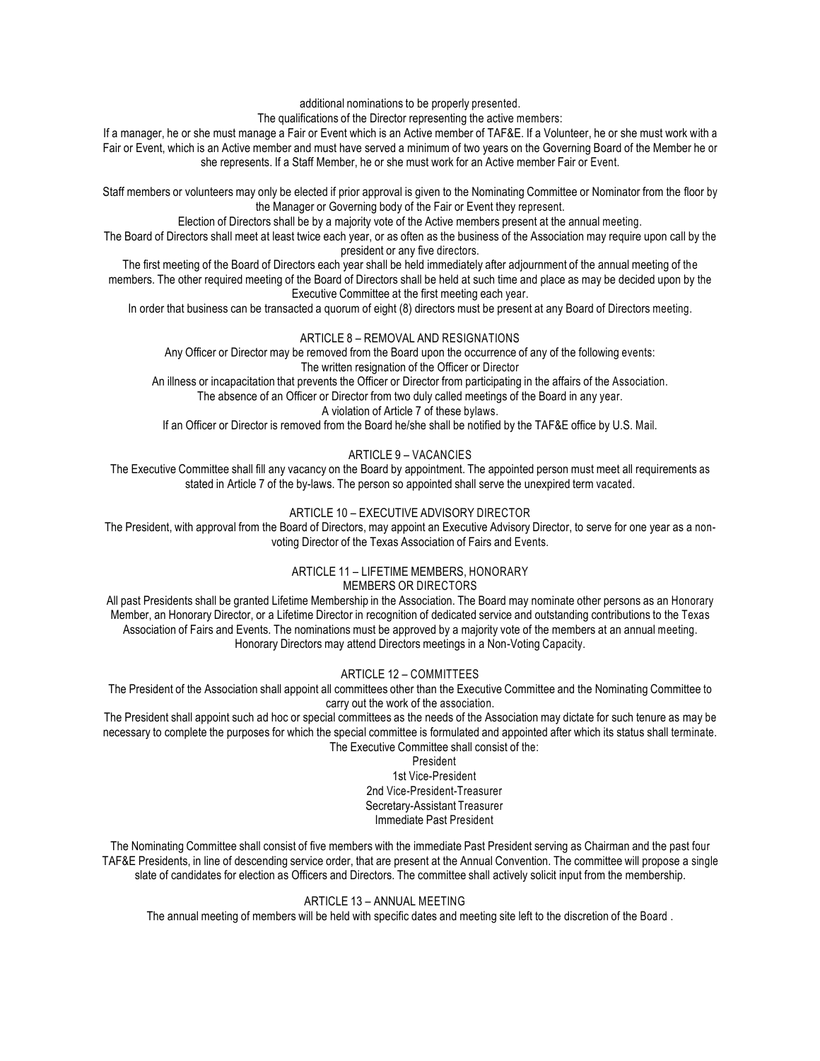additional nominations to be properly presented.

The qualifications of the Director representing the active members:

If a manager, he or she must manage a Fair or Event which is an Active member of TAF&E. If a Volunteer, he or she must work with a Fair or Event, which is an Active member and must have served a minimum of two years on the Governing Board of the Member he or she represents. If a Staff Member, he or she must work for an Active member Fair or Event.

Staff members or volunteers may only be elected if prior approval is given to the Nominating Committee or Nominator from the floor by the Manager or Governing body of the Fair or Event they represent.

Election of Directors shall be by a majority vote of the Active members present at the annual meeting.

The Board of Directors shall meet at least twice each year, or as often as the business of the Association may require upon call by the president or any five directors.

The first meeting of the Board of Directors each year shall be held immediately after adjournment of the annual meeting of the members. The other required meeting of the Board of Directors shall be held at such time and place as may be decided upon by the Executive Committee at the first meeting each year.

In order that business can be transacted a quorum of eight (8) directors must be present at any Board of Directors meeting.

## ARTICLE 8 – REMOVAL AND RESIGNATIONS

Any Officer or Director may be removed from the Board upon the occurrence of any of the following events:

The written resignation of the Officer or Director

An illness or incapacitation that prevents the Officer or Director from participating in the affairs of the Association.

The absence of an Officer or Director from two duly called meetings of the Board in any year.

A violation of Article 7 of these bylaws.

If an Officer or Director is removed from the Board he/she shall be notified by the TAF&E office by U.S. Mail.

## ARTICLE 9 – VACANCIES

The Executive Committee shall fill any vacancy on the Board by appointment. The appointed person must meet all requirements as stated in Article 7 of the by-laws. The person so appointed shall serve the unexpired term vacated.

## ARTICLE 10 – EXECUTIVE ADVISORY DIRECTOR

The President, with approval from the Board of Directors, may appoint an Executive Advisory Director, to serve for one year as a non-voting Director of the Texas Association of Fairs and Events.

## ARTICLE 11 – LIFETIME MEMBERS, HONORARY MEMBERS OR DIRECTORS

All past Presidents shall be granted Lifetime Membership in the Association. The Board may nominate other persons as an Honorary Member, an Honorary Director, or a Lifetime Director in recognition of dedicated service and outstanding contributions to the Texas Association of Fairs and Events. The nominations must be approved by a majority vote of the members at an annual meeting. Honorary Directors may attend Directors meetings in a Non-Voting Capacity.

## ARTICLE 12 – COMMITTEES

The President of the Association shall appoint all committees other than the Executive Committee and the Nominating Committee to carry out the work of the association.

The President shall appoint such ad hoc or special committees as the needs of the Association may dictate for such tenure as may be necessary to complete the purposes for which the special committee is formulated and appointed after which its status shall terminate.

The Executive Committee shall consist of the:

President
1st Vice-President
2nd Vice-President-Treasurer
Secretary-Assistant Treasurer
Immediate Past President

The Nominating Committee shall consist of five members with the immediate Past President serving as Chairman and the past four TAF&E Presidents, in line of descending service order, that are present at the Annual Convention. The committee will propose a single slate of candidates for election as Officers and Directors. The committee shall actively solicit input from the membership.

## ARTICLE 13 – ANNUAL MEETING

The annual meeting of members will be held with specific dates and meeting site left to the discretion of the Board .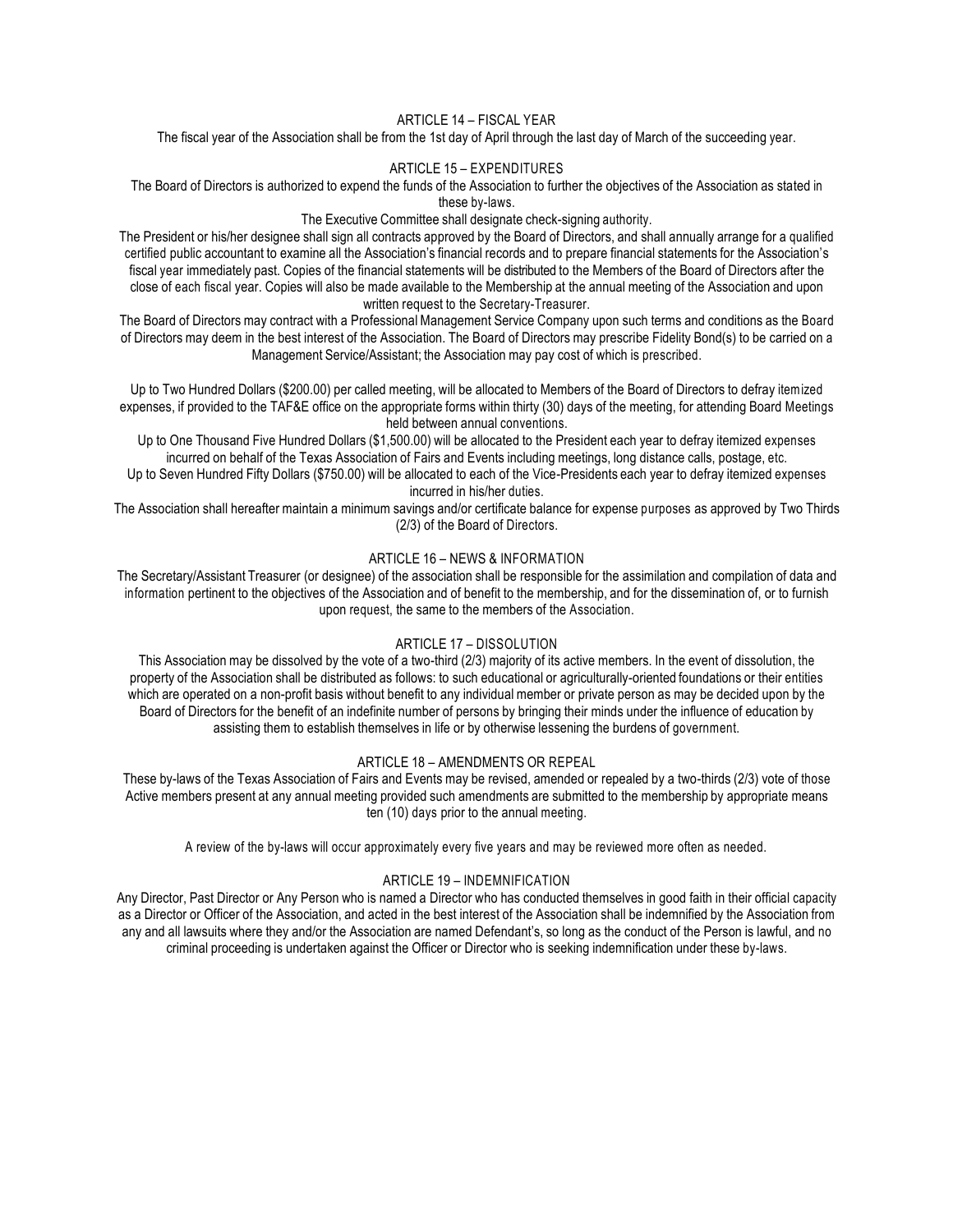## ARTICLE 14 – FISCAL YEAR

The fiscal year of the Association shall be from the 1st day of April through the last day of March of the succeeding year.

## ARTICLE 15 – EXPENDITURES

The Board of Directors is authorized to expend the funds of the Association to further the objectives of the Association as stated in these by-laws.

The Executive Committee shall designate check-signing authority.

The President or his/her designee shall sign all contracts approved by the Board of Directors, and shall annually arrange for a qualified certified public accountant to examine all the Association's financial records and to prepare financial statements for the Association's fiscal year immediately past. Copies of the financial statements will be distributed to the Members of the Board of Directors after the close of each fiscal year. Copies will also be made available to the Membership at the annual meeting of the Association and upon written request to the Secretary-Treasurer.

The Board of Directors may contract with a Professional Management Service Company upon such terms and conditions as the Board of Directors may deem in the best interest of the Association. The Board of Directors may prescribe Fidelity Bond(s) to be carried on a Management Service/Assistant; the Association may pay cost of which is prescribed.

Up to Two Hundred Dollars ($200.00) per called meeting, will be allocated to Members of the Board of Directors to defray itemized expenses, if provided to the TAF&E office on the appropriate forms within thirty (30) days of the meeting, for attending Board Meetings held between annual conventions.

Up to One Thousand Five Hundred Dollars ($1,500.00) will be allocated to the President each year to defray itemized expenses incurred on behalf of the Texas Association of Fairs and Events including meetings, long distance calls, postage, etc.

Up to Seven Hundred Fifty Dollars ($750.00) will be allocated to each of the Vice-Presidents each year to defray itemized expenses incurred in his/her duties.

The Association shall hereafter maintain a minimum savings and/or certificate balance for expense purposes as approved by Two Thirds (2/3) of the Board of Directors.

## ARTICLE 16 – NEWS & INFORMATION

The Secretary/Assistant Treasurer (or designee) of the association shall be responsible for the assimilation and compilation of data and information pertinent to the objectives of the Association and of benefit to the membership, and for the dissemination of, or to furnish upon request, the same to the members of the Association.

## ARTICLE 17 – DISSOLUTION

This Association may be dissolved by the vote of a two-third (2/3) majority of its active members. In the event of dissolution, the property of the Association shall be distributed as follows: to such educational or agriculturally-oriented foundations or their entities which are operated on a non-profit basis without benefit to any individual member or private person as may be decided upon by the Board of Directors for the benefit of an indefinite number of persons by bringing their minds under the influence of education by assisting them to establish themselves in life or by otherwise lessening the burdens of government.

## ARTICLE 18 – AMENDMENTS OR REPEAL

These by-laws of the Texas Association of Fairs and Events may be revised, amended or repealed by a two-thirds (2/3) vote of those Active members present at any annual meeting provided such amendments are submitted to the membership by appropriate means ten (10) days prior to the annual meeting.

A review of the by-laws will occur approximately every five years and may be reviewed more often as needed.

## ARTICLE 19 – INDEMNIFICATION

Any Director, Past Director or Any Person who is named a Director who has conducted themselves in good faith in their official capacity as a Director or Officer of the Association, and acted in the best interest of the Association shall be indemnified by the Association from any and all lawsuits where they and/or the Association are named Defendant's, so long as the conduct of the Person is lawful, and no criminal proceeding is undertaken against the Officer or Director who is seeking indemnification under these by-laws.